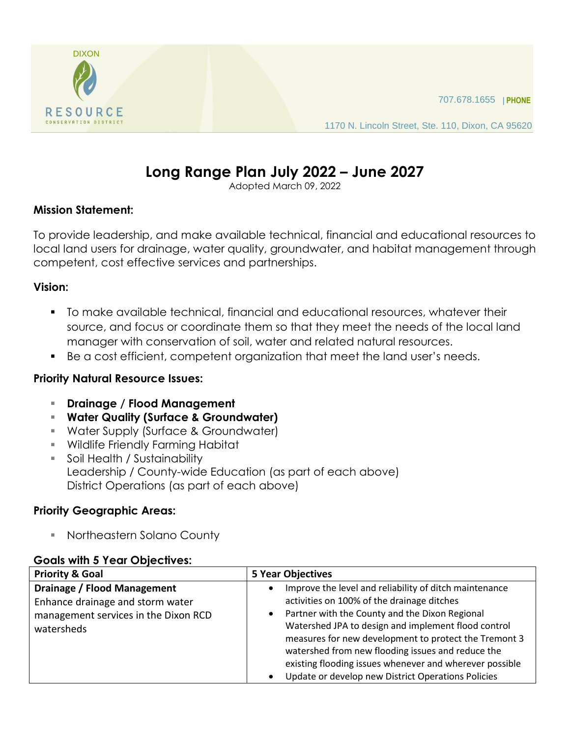DIXON

RESOURCE
CONSERVATION DISTRICT

707.678.1655 | PHONE

1170 N. Lincoln Street, Ste. 110, Dixon, CA 95620

# Long Range Plan July 2022 – June 2027

Adopted March 09, 2022

**Mission Statement:**

To provide leadership, and make available technical, financial and educational resources to local land users for drainage, water quality, groundwater, and habitat management through competent, cost effective services and partnerships.

**Vision:**

- To make available technical, financial and educational resources, whatever their source, and focus or coordinate them so that they meet the needs of the local land manager with conservation of soil, water and related natural resources.
- Be a cost efficient, competent organization that meet the land user's needs.

**Priority Natural Resource Issues:**

- **Drainage / Flood Management**
- **Water Quality (Surface & Groundwater)**
- Water Supply (Surface & Groundwater)
- Wildlife Friendly Farming Habitat
- Soil Health / Sustainability
  Leadership / County-wide Education (as part of each above)
  District Operations (as part of each above)

**Priority Geographic Areas:**

- Northeastern Solano County

**Goals with 5 Year Objectives:**

| Priority & Goal | 5 Year Objectives |
| --- | --- |
| **Drainage / Flood Management** Enhance drainage and storm water management services in the Dixon RCD watersheds | • Improve the level and reliability of ditch maintenance activities on 100% of the drainage ditches<br>• Partner with the County and the Dixon Regional Watershed JPA to design and implement flood control measures for new development to protect the Tremont 3 watershed from new flooding issues and reduce the existing flooding issues whenever and wherever possible<br>• Update or develop new District Operations Policies |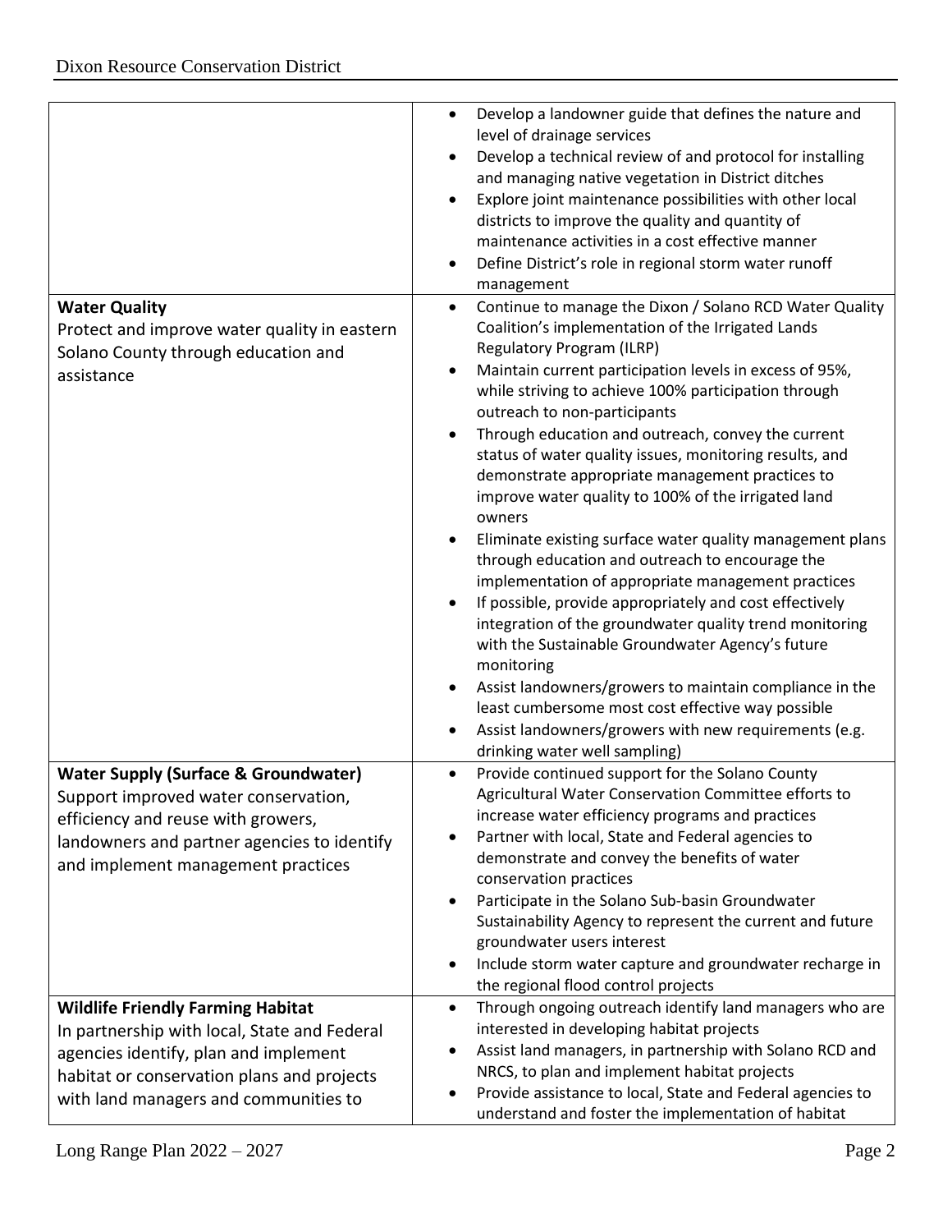| | |
|---|---|
| | <ul><li>Develop a landowner guide that defines the nature and level of drainage services</li><li>Develop a technical review of and protocol for installing and managing native vegetation in District ditches</li><li>Explore joint maintenance possibilities with other local districts to improve the quality and quantity of maintenance activities in a cost effective manner</li><li>Define District's role in regional storm water runoff management</li></ul> |
| **Water Quality**<br>Protect and improve water quality in eastern Solano County through education and assistance | <ul><li>Continue to manage the Dixon / Solano RCD Water Quality Coalition's implementation of the Irrigated Lands Regulatory Program (ILRP)</li><li>Maintain current participation levels in excess of 95%, while striving to achieve 100% participation through outreach to non-participants</li><li>Through education and outreach, convey the current status of water quality issues, monitoring results, and demonstrate appropriate management practices to improve water quality to 100% of the irrigated land owners</li><li>Eliminate existing surface water quality management plans through education and outreach to encourage the implementation of appropriate management practices</li><li>If possible, provide appropriately and cost effectively integration of the groundwater quality trend monitoring with the Sustainable Groundwater Agency's future monitoring</li><li>Assist landowners/growers to maintain compliance in the least cumbersome most cost effective way possible</li><li>Assist landowners/growers with new requirements (e.g. drinking water well sampling)</li></ul> |
| **Water Supply (Surface & Groundwater)**<br>Support improved water conservation, efficiency and reuse with growers, landowners and partner agencies to identify and implement management practices | <ul><li>Provide continued support for the Solano County Agricultural Water Conservation Committee efforts to increase water efficiency programs and practices</li><li>Partner with local, State and Federal agencies to demonstrate and convey the benefits of water conservation practices</li><li>Participate in the Solano Sub-basin Groundwater Sustainability Agency to represent the current and future groundwater users interest</li><li>Include storm water capture and groundwater recharge in the regional flood control projects</li></ul> |
| **Wildlife Friendly Farming Habitat**<br>In partnership with local, State and Federal agencies identify, plan and implement habitat or conservation plans and projects with land managers and communities to | <ul><li>Through ongoing outreach identify land managers who are interested in developing habitat projects</li><li>Assist land managers, in partnership with Solano RCD and NRCS, to plan and implement habitat projects</li><li>Provide assistance to local, State and Federal agencies to understand and foster the implementation of habitat</li></ul> |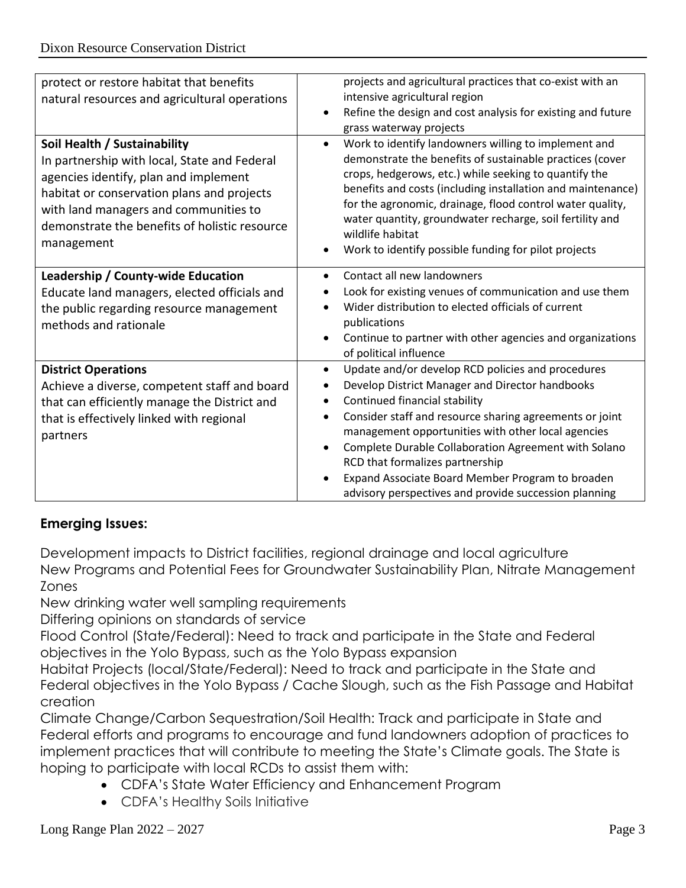| | |
|---|---|
| protect or restore habitat that benefits natural resources and agricultural operations | projects and agricultural practices that co-exist with an intensive agricultural region<br>• Refine the design and cost analysis for existing and future grass waterway projects |
| **Soil Health / Sustainability**<br>In partnership with local, State and Federal agencies identify, plan and implement habitat or conservation plans and projects with land managers and communities to demonstrate the benefits of holistic resource management | • Work to identify landowners willing to implement and demonstrate the benefits of sustainable practices (cover crops, hedgerows, etc.) while seeking to quantify the benefits and costs (including installation and maintenance) for the agronomic, drainage, flood control water quality, water quantity, groundwater recharge, soil fertility and wildlife habitat<br>• Work to identify possible funding for pilot projects |
| **Leadership / County-wide Education**<br>Educate land managers, elected officials and the public regarding resource management methods and rationale | • Contact all new landowners<br>• Look for existing venues of communication and use them<br>• Wider distribution to elected officials of current publications<br>• Continue to partner with other agencies and organizations of political influence |
| **District Operations**<br>Achieve a diverse, competent staff and board that can efficiently manage the District and that is effectively linked with regional partners | • Update and/or develop RCD policies and procedures<br>• Develop District Manager and Director handbooks<br>• Continued financial stability<br>• Consider staff and resource sharing agreements or joint management opportunities with other local agencies<br>• Complete Durable Collaboration Agreement with Solano RCD that formalizes partnership<br>• Expand Associate Board Member Program to broaden advisory perspectives and provide succession planning |

## Emerging Issues:

Development impacts to District facilities, regional drainage and local agriculture
New Programs and Potential Fees for Groundwater Sustainability Plan, Nitrate Management Zones
New drinking water well sampling requirements
Differing opinions on standards of service
Flood Control (State/Federal): Need to track and participate in the State and Federal objectives in the Yolo Bypass, such as the Yolo Bypass expansion
Habitat Projects (local/State/Federal): Need to track and participate in the State and Federal objectives in the Yolo Bypass / Cache Slough, such as the Fish Passage and Habitat creation
Climate Change/Carbon Sequestration/Soil Health: Track and participate in State and Federal efforts and programs to encourage and fund landowners adoption of practices to implement practices that will contribute to meeting the State's Climate goals. The State is hoping to participate with local RCDs to assist them with:

- CDFA's State Water Efficiency and Enhancement Program
- CDFA's Healthy Soils Initiative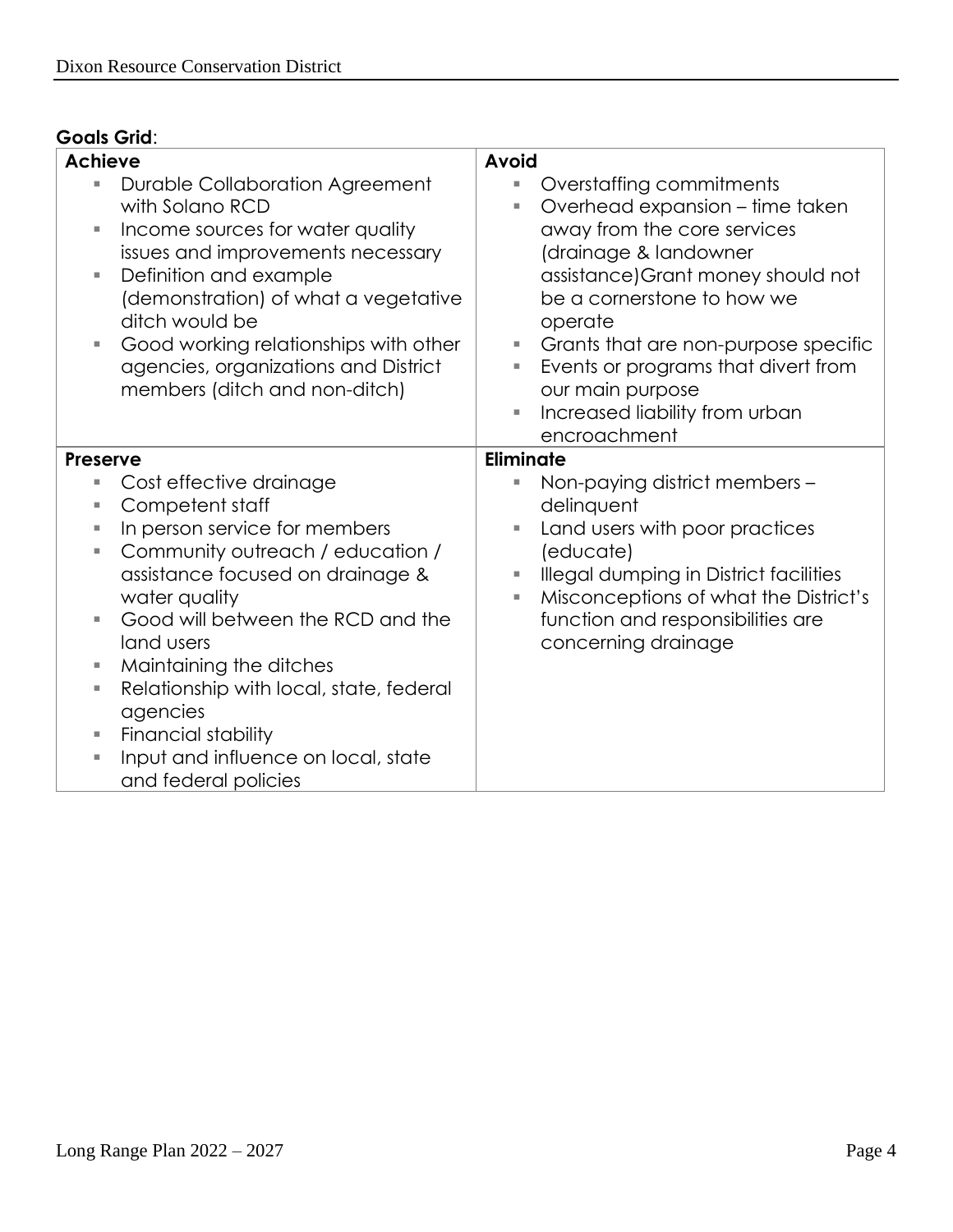**Goals Grid**:

| Achieve | Avoid |
| --- | --- |
| ▪ Durable Collaboration Agreement with Solano RCD<br>▪ Income sources for water quality issues and improvements necessary<br>▪ Definition and example (demonstration) of what a vegetative ditch would be<br>▪ Good working relationships with other agencies, organizations and District members (ditch and non-ditch) | ▪ Overstaffing commitments<br>▪ Overhead expansion – time taken away from the core services (drainage & landowner assistance)Grant money should not be a cornerstone to how we operate<br>▪ Grants that are non-purpose specific<br>▪ Events or programs that divert from our main purpose<br>▪ Increased liability from urban encroachment |
| **Preserve** | **Eliminate** |
| ▪ Cost effective drainage<br>▪ Competent staff<br>▪ In person service for members<br>▪ Community outreach / education / assistance focused on drainage & water quality<br>▪ Good will between the RCD and the land users<br>▪ Maintaining the ditches<br>▪ Relationship with local, state, federal agencies<br>▪ Financial stability<br>▪ Input and influence on local, state and federal policies | ▪ Non-paying district members – delinquent<br>▪ Land users with poor practices (educate)<br>▪ Illegal dumping in District facilities<br>▪ Misconceptions of what the District's function and responsibilities are concerning drainage |